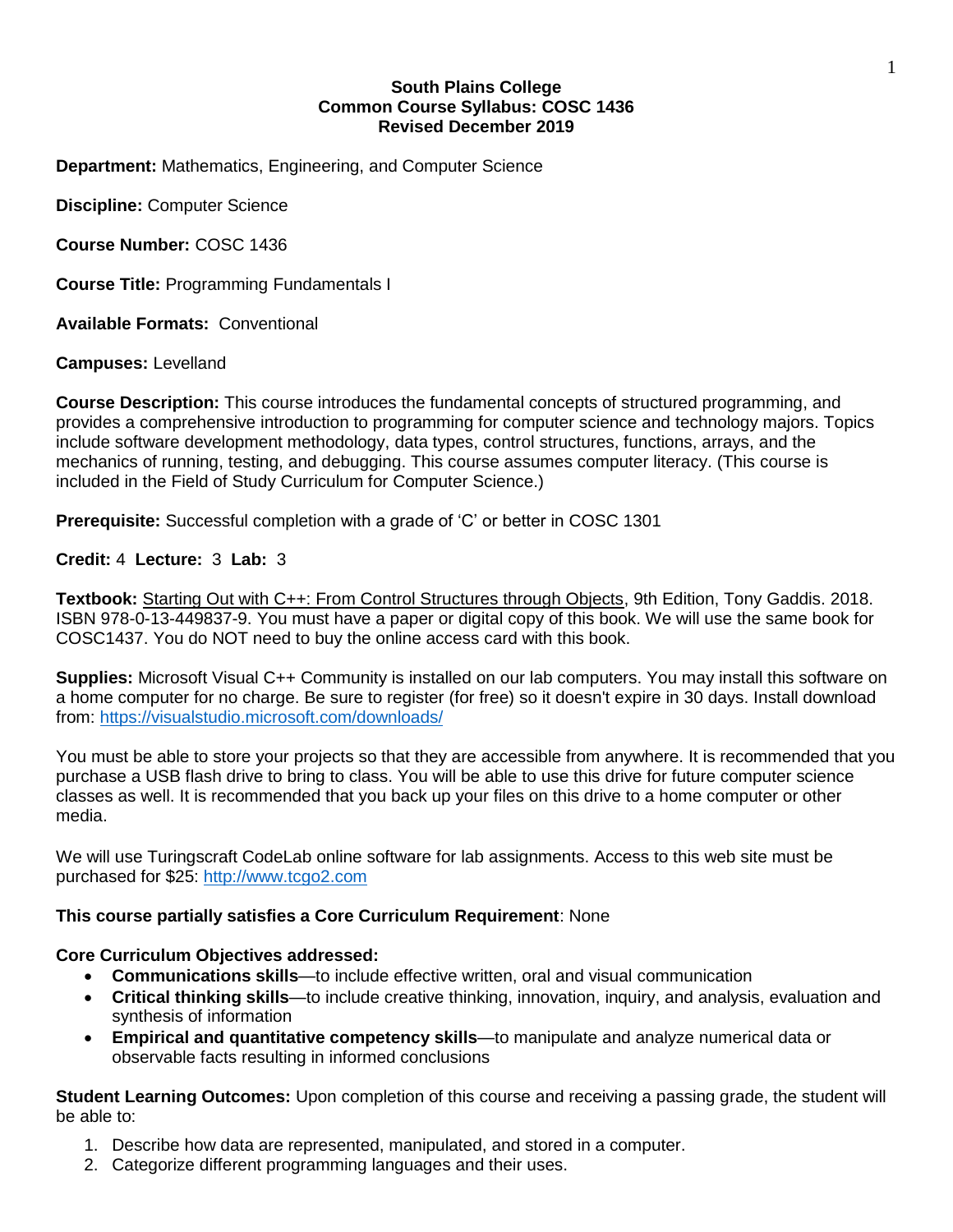**South Plains College**
**Common Course Syllabus: COSC 1436**
**Revised December 2019**

**Department:** Mathematics, Engineering, and Computer Science

**Discipline:** Computer Science

**Course Number:** COSC 1436

**Course Title:** Programming Fundamentals I

**Available Formats:** Conventional

**Campuses:** Levelland

**Course Description:** This course introduces the fundamental concepts of structured programming, and provides a comprehensive introduction to programming for computer science and technology majors. Topics include software development methodology, data types, control structures, functions, arrays, and the mechanics of running, testing, and debugging. This course assumes computer literacy. (This course is included in the Field of Study Curriculum for Computer Science.)

**Prerequisite:** Successful completion with a grade of 'C' or better in COSC 1301

**Credit:** 4 **Lecture:** 3 **Lab:** 3

**Textbook:** Starting Out with C++: From Control Structures through Objects, 9th Edition, Tony Gaddis. 2018. ISBN 978-0-13-449837-9. You must have a paper or digital copy of this book. We will use the same book for COSC1437. You do NOT need to buy the online access card with this book.

**Supplies:** Microsoft Visual C++ Community is installed on our lab computers. You may install this software on a home computer for no charge. Be sure to register (for free) so it doesn't expire in 30 days. Install download from: https://visualstudio.microsoft.com/downloads/

You must be able to store your projects so that they are accessible from anywhere. It is recommended that you purchase a USB flash drive to bring to class. You will be able to use this drive for future computer science classes as well. It is recommended that you back up your files on this drive to a home computer or other media.

We will use Turingscraft CodeLab online software for lab assignments. Access to this web site must be purchased for $25: http://www.tcgo2.com

**This course partially satisfies a Core Curriculum Requirement**: None

**Core Curriculum Objectives addressed:**

- **Communications skills**—to include effective written, oral and visual communication
- **Critical thinking skills**—to include creative thinking, innovation, inquiry, and analysis, evaluation and synthesis of information
- **Empirical and quantitative competency skills**—to manipulate and analyze numerical data or observable facts resulting in informed conclusions

**Student Learning Outcomes:** Upon completion of this course and receiving a passing grade, the student will be able to:

1. Describe how data are represented, manipulated, and stored in a computer.
2. Categorize different programming languages and their uses.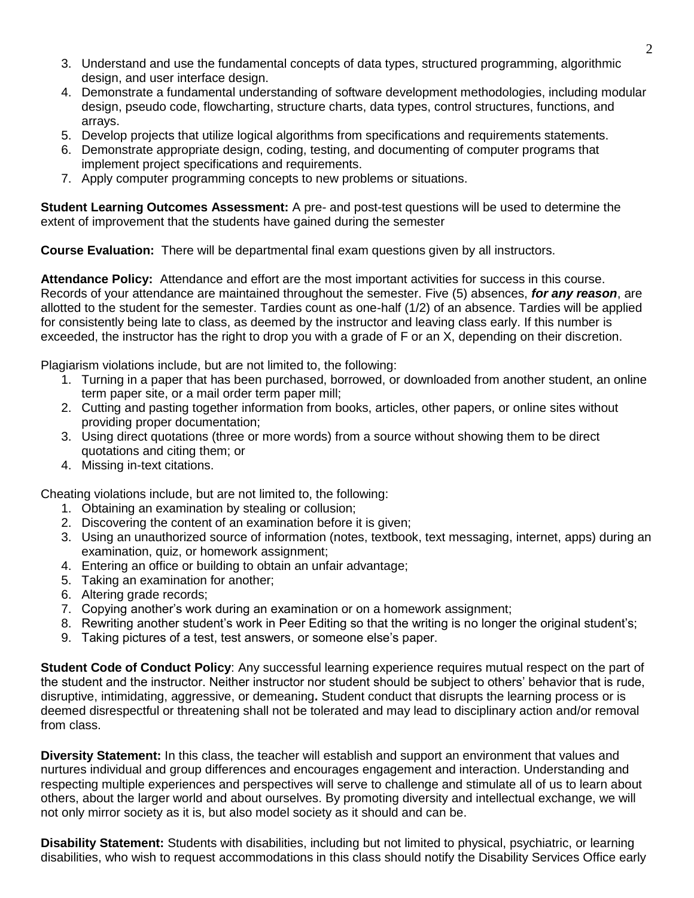3. Understand and use the fundamental concepts of data types, structured programming, algorithmic design, and user interface design.
4. Demonstrate a fundamental understanding of software development methodologies, including modular design, pseudo code, flowcharting, structure charts, data types, control structures, functions, and arrays.
5. Develop projects that utilize logical algorithms from specifications and requirements statements.
6. Demonstrate appropriate design, coding, testing, and documenting of computer programs that implement project specifications and requirements.
7. Apply computer programming concepts to new problems or situations.

**Student Learning Outcomes Assessment:** A pre- and post-test questions will be used to determine the extent of improvement that the students have gained during the semester

**Course Evaluation:** There will be departmental final exam questions given by all instructors.

**Attendance Policy:** Attendance and effort are the most important activities for success in this course. Records of your attendance are maintained throughout the semester. Five (5) absences, ***for any reason***, are allotted to the student for the semester. Tardies count as one-half (1/2) of an absence. Tardies will be applied for consistently being late to class, as deemed by the instructor and leaving class early. If this number is exceeded, the instructor has the right to drop you with a grade of F or an X, depending on their discretion.

Plagiarism violations include, but are not limited to, the following:

1. Turning in a paper that has been purchased, borrowed, or downloaded from another student, an online term paper site, or a mail order term paper mill;
2. Cutting and pasting together information from books, articles, other papers, or online sites without providing proper documentation;
3. Using direct quotations (three or more words) from a source without showing them to be direct quotations and citing them; or
4. Missing in-text citations.

Cheating violations include, but are not limited to, the following:

1. Obtaining an examination by stealing or collusion;
2. Discovering the content of an examination before it is given;
3. Using an unauthorized source of information (notes, textbook, text messaging, internet, apps) during an examination, quiz, or homework assignment;
4. Entering an office or building to obtain an unfair advantage;
5. Taking an examination for another;
6. Altering grade records;
7. Copying another's work during an examination or on a homework assignment;
8. Rewriting another student's work in Peer Editing so that the writing is no longer the original student's;
9. Taking pictures of a test, test answers, or someone else's paper.

**Student Code of Conduct Policy**: Any successful learning experience requires mutual respect on the part of the student and the instructor. Neither instructor nor student should be subject to others' behavior that is rude, disruptive, intimidating, aggressive, or demeaning**.** Student conduct that disrupts the learning process or is deemed disrespectful or threatening shall not be tolerated and may lead to disciplinary action and/or removal from class.

**Diversity Statement:** In this class, the teacher will establish and support an environment that values and nurtures individual and group differences and encourages engagement and interaction. Understanding and respecting multiple experiences and perspectives will serve to challenge and stimulate all of us to learn about others, about the larger world and about ourselves. By promoting diversity and intellectual exchange, we will not only mirror society as it is, but also model society as it should and can be.

**Disability Statement:** Students with disabilities, including but not limited to physical, psychiatric, or learning disabilities, who wish to request accommodations in this class should notify the Disability Services Office early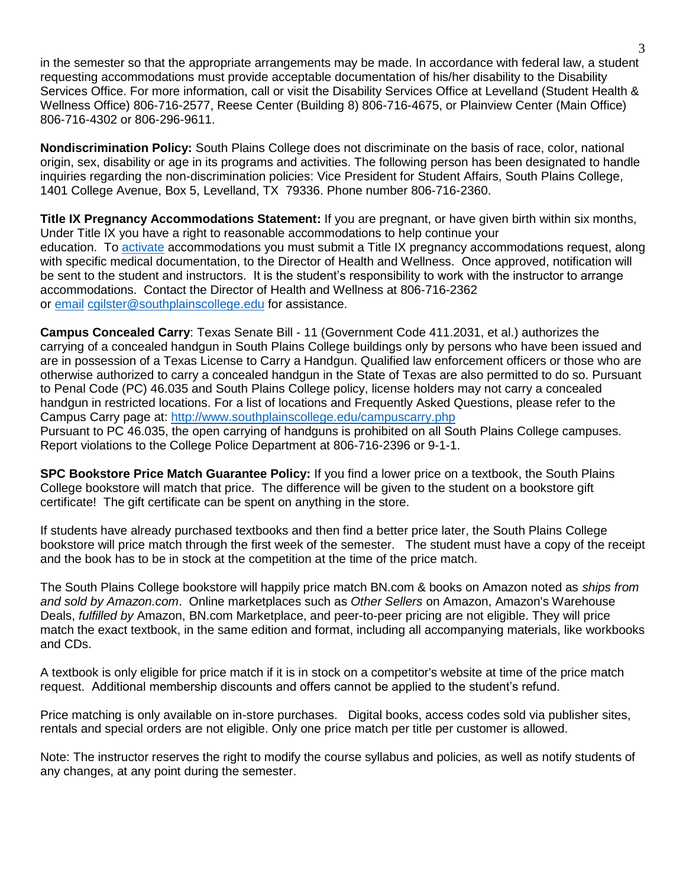in the semester so that the appropriate arrangements may be made. In accordance with federal law, a student requesting accommodations must provide acceptable documentation of his/her disability to the Disability Services Office. For more information, call or visit the Disability Services Office at Levelland (Student Health & Wellness Office) 806-716-2577, Reese Center (Building 8) 806-716-4675, or Plainview Center (Main Office) 806-716-4302 or 806-296-9611.

**Nondiscrimination Policy:** South Plains College does not discriminate on the basis of race, color, national origin, sex, disability or age in its programs and activities. The following person has been designated to handle inquiries regarding the non-discrimination policies: Vice President for Student Affairs, South Plains College, 1401 College Avenue, Box 5, Levelland, TX 79336. Phone number 806-716-2360.

**Title IX Pregnancy Accommodations Statement:** If you are pregnant, or have given birth within six months, Under Title IX you have a right to reasonable accommodations to help continue your education. To activate accommodations you must submit a Title IX pregnancy accommodations request, along with specific medical documentation, to the Director of Health and Wellness. Once approved, notification will be sent to the student and instructors. It is the student's responsibility to work with the instructor to arrange accommodations. Contact the Director of Health and Wellness at 806-716-2362 or email cgilster@southplainscollege.edu for assistance.

**Campus Concealed Carry**: Texas Senate Bill - 11 (Government Code 411.2031, et al.) authorizes the carrying of a concealed handgun in South Plains College buildings only by persons who have been issued and are in possession of a Texas License to Carry a Handgun. Qualified law enforcement officers or those who are otherwise authorized to carry a concealed handgun in the State of Texas are also permitted to do so. Pursuant to Penal Code (PC) 46.035 and South Plains College policy, license holders may not carry a concealed handgun in restricted locations. For a list of locations and Frequently Asked Questions, please refer to the Campus Carry page at: http://www.southplainscollege.edu/campuscarry.php
Pursuant to PC 46.035, the open carrying of handguns is prohibited on all South Plains College campuses. Report violations to the College Police Department at 806-716-2396 or 9-1-1.

**SPC Bookstore Price Match Guarantee Policy:** If you find a lower price on a textbook, the South Plains College bookstore will match that price. The difference will be given to the student on a bookstore gift certificate! The gift certificate can be spent on anything in the store.

If students have already purchased textbooks and then find a better price later, the South Plains College bookstore will price match through the first week of the semester. The student must have a copy of the receipt and the book has to be in stock at the competition at the time of the price match.

The South Plains College bookstore will happily price match BN.com & books on Amazon noted as *ships from and sold by Amazon.com*. Online marketplaces such as *Other Sellers* on Amazon, Amazon's Warehouse Deals, *fulfilled by* Amazon, BN.com Marketplace, and peer-to-peer pricing are not eligible. They will price match the exact textbook, in the same edition and format, including all accompanying materials, like workbooks and CDs.

A textbook is only eligible for price match if it is in stock on a competitor's website at time of the price match request. Additional membership discounts and offers cannot be applied to the student's refund.

Price matching is only available on in-store purchases. Digital books, access codes sold via publisher sites, rentals and special orders are not eligible. Only one price match per title per customer is allowed.

Note: The instructor reserves the right to modify the course syllabus and policies, as well as notify students of any changes, at any point during the semester.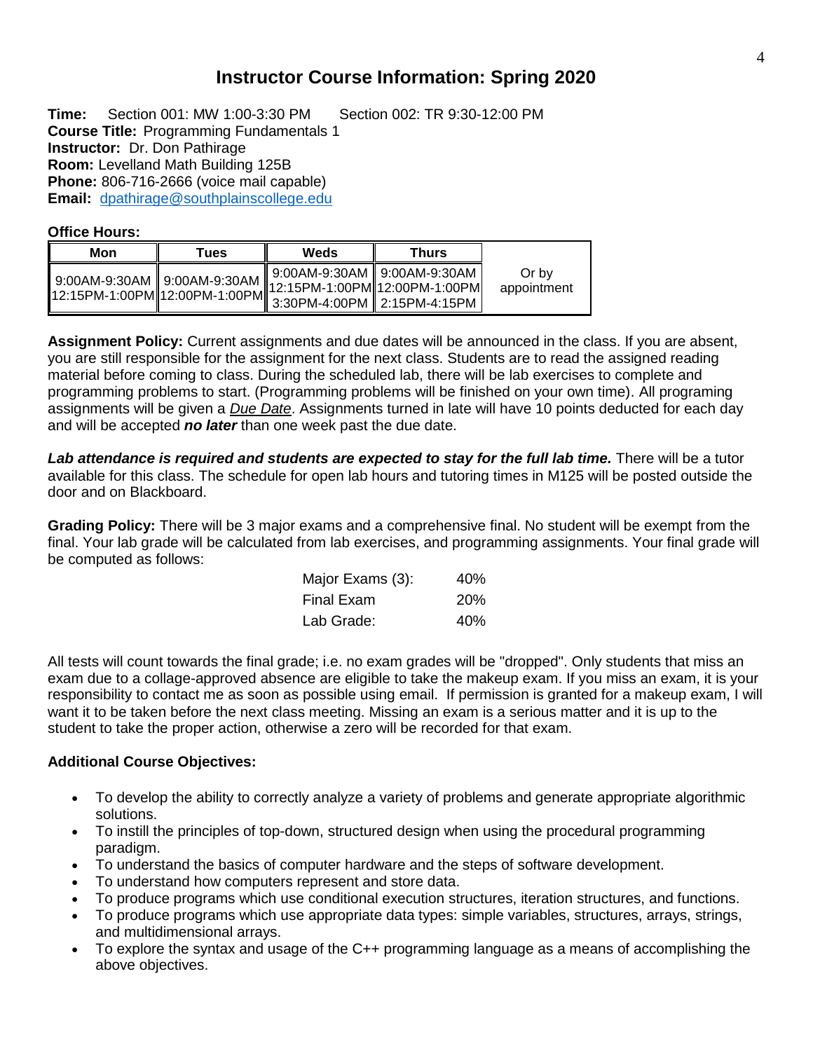# Instructor Course Information: Spring 2020

**Time:** Section 001: MW 1:00-3:30 PM Section 002: TR 9:30-12:00 PM
**Course Title:** Programming Fundamentals 1
**Instructor:** Dr. Don Pathirage
**Room:** Levelland Math Building 125B
**Phone:** 806-716-2666 (voice mail capable)
**Email:** dpathirage@southplainscollege.edu

**Office Hours:**

| Mon | Tues | Weds | Thurs | |
|---|---|---|---|---|
| 9:00AM-9:30AM 12:15PM-1:00PM | 9:00AM-9:30AM 12:00PM-1:00PM | 9:00AM-9:30AM 12:15PM-1:00PM 3:30PM-4:00PM | 9:00AM-9:30AM 12:00PM-1:00PM 2:15PM-4:15PM | Or by appointment |

**Assignment Policy:** Current assignments and due dates will be announced in the class. If you are absent, you are still responsible for the assignment for the next class. Students are to read the assigned reading material before coming to class. During the scheduled lab, there will be lab exercises to complete and programming problems to start. (Programming problems will be finished on your own time). All programing assignments will be given a *Due Date*. Assignments turned in late will have 10 points deducted for each day and will be accepted ***no later*** than one week past the due date.

***Lab attendance is required and students are expected to stay for the full lab time.*** There will be a tutor available for this class. The schedule for open lab hours and tutoring times in M125 will be posted outside the door and on Blackboard.

**Grading Policy:** There will be 3 major exams and a comprehensive final. No student will be exempt from the final. Your lab grade will be calculated from lab exercises, and programming assignments. Your final grade will be computed as follows:

| | |
|---|---|
| Major Exams (3): | 40% |
| Final Exam | 20% |
| Lab Grade: | 40% |

All tests will count towards the final grade; i.e. no exam grades will be "dropped". Only students that miss an exam due to a collage-approved absence are eligible to take the makeup exam. If you miss an exam, it is your responsibility to contact me as soon as possible using email. If permission is granted for a makeup exam, I will want it to be taken before the next class meeting. Missing an exam is a serious matter and it is up to the student to take the proper action, otherwise a zero will be recorded for that exam.

**Additional Course Objectives:**

- To develop the ability to correctly analyze a variety of problems and generate appropriate algorithmic solutions.
- To instill the principles of top-down, structured design when using the procedural programming paradigm.
- To understand the basics of computer hardware and the steps of software development.
- To understand how computers represent and store data.
- To produce programs which use conditional execution structures, iteration structures, and functions.
- To produce programs which use appropriate data types: simple variables, structures, arrays, strings, and multidimensional arrays.
- To explore the syntax and usage of the C++ programming language as a means of accomplishing the above objectives.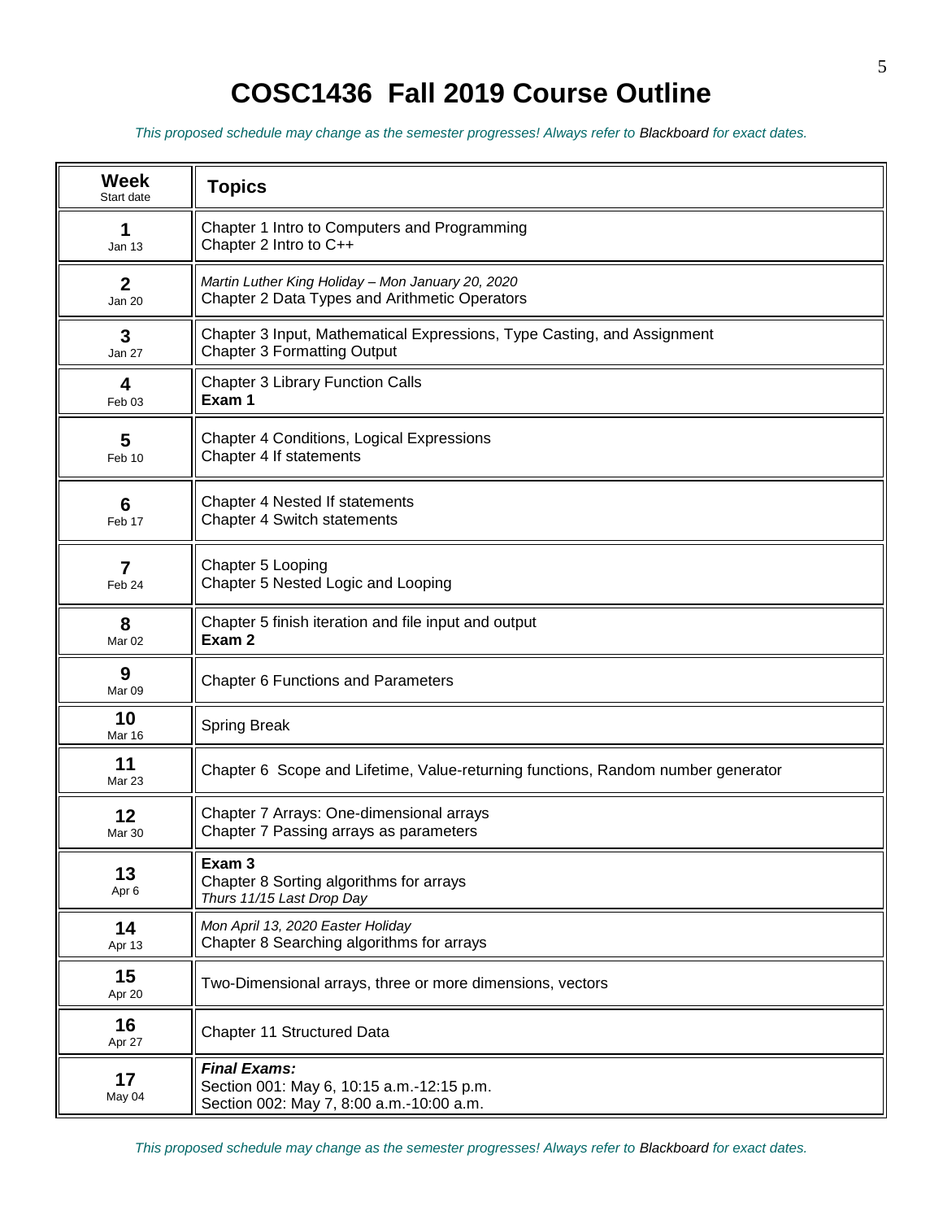# COSC1436 Fall 2019 Course Outline

*This proposed schedule may change as the semester progresses! Always refer to Blackboard for exact dates.*

| **Week** Start date | **Topics** |
|---|---|
| **1** Jan 13 | Chapter 1 Intro to Computers and Programming<br>Chapter 2 Intro to C++ |
| **2** Jan 20 | *Martin Luther King Holiday – Mon January 20, 2020*<br>Chapter 2 Data Types and Arithmetic Operators |
| **3** Jan 27 | Chapter 3 Input, Mathematical Expressions, Type Casting, and Assignment<br>Chapter 3 Formatting Output |
| **4** Feb 03 | Chapter 3 Library Function Calls<br>**Exam 1** |
| **5** Feb 10 | Chapter 4 Conditions, Logical Expressions<br>Chapter 4 If statements |
| **6** Feb 17 | Chapter 4 Nested If statements<br>Chapter 4 Switch statements |
| **7** Feb 24 | Chapter 5 Looping<br>Chapter 5 Nested Logic and Looping |
| **8** Mar 02 | Chapter 5 finish iteration and file input and output<br>**Exam 2** |
| **9** Mar 09 | Chapter 6 Functions and Parameters |
| **10** Mar 16 | Spring Break |
| **11** Mar 23 | Chapter 6 Scope and Lifetime, Value-returning functions, Random number generator |
| **12** Mar 30 | Chapter 7 Arrays: One-dimensional arrays<br>Chapter 7 Passing arrays as parameters |
| **13** Apr 6 | **Exam 3**<br>Chapter 8 Sorting algorithms for arrays<br>*Thurs 11/15 Last Drop Day* |
| **14** Apr 13 | *Mon April 13, 2020 Easter Holiday*<br>Chapter 8 Searching algorithms for arrays |
| **15** Apr 20 | Two-Dimensional arrays, three or more dimensions, vectors |
| **16** Apr 27 | Chapter 11 Structured Data |
| **17** May 04 | ***Final Exams:***<br>Section 001: May 6, 10:15 a.m.-12:15 p.m.<br>Section 002: May 7, 8:00 a.m.-10:00 a.m. |

*This proposed schedule may change as the semester progresses! Always refer to Blackboard for exact dates.*